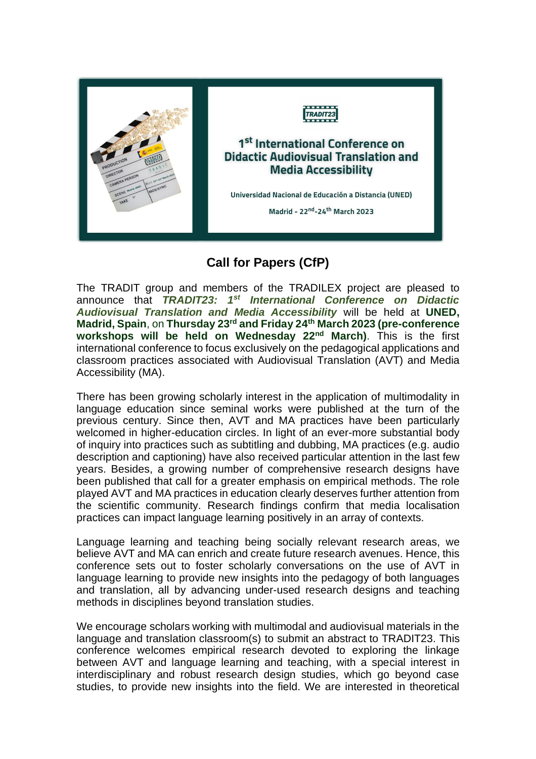TRADIT23

# 1st International Conference on Didactic Audiovisual Translation and Media Accessibility

Universidad Nacional de Educación a Distancia (UNED)

Madrid - 22nd-24th March 2023

## Call for Papers (CfP)

The TRADIT group and members of the TRADILEX project are pleased to announce that ***TRADIT23: 1st International Conference on Didactic Audiovisual Translation and Media Accessibility*** will be held at **UNED, Madrid, Spain**, on **Thursday 23rd and Friday 24th March 2023 (pre-conference workshops will be held on Wednesday 22nd March)**. This is the first international conference to focus exclusively on the pedagogical applications and classroom practices associated with Audiovisual Translation (AVT) and Media Accessibility (MA).

There has been growing scholarly interest in the application of multimodality in language education since seminal works were published at the turn of the previous century. Since then, AVT and MA practices have been particularly welcomed in higher-education circles. In light of an ever-more substantial body of inquiry into practices such as subtitling and dubbing, MA practices (e.g. audio description and captioning) have also received particular attention in the last few years. Besides, a growing number of comprehensive research designs have been published that call for a greater emphasis on empirical methods. The role played AVT and MA practices in education clearly deserves further attention from the scientific community. Research findings confirm that media localisation practices can impact language learning positively in an array of contexts.

Language learning and teaching being socially relevant research areas, we believe AVT and MA can enrich and create future research avenues. Hence, this conference sets out to foster scholarly conversations on the use of AVT in language learning to provide new insights into the pedagogy of both languages and translation, all by advancing under-used research designs and teaching methods in disciplines beyond translation studies.

We encourage scholars working with multimodal and audiovisual materials in the language and translation classroom(s) to submit an abstract to TRADIT23. This conference welcomes empirical research devoted to exploring the linkage between AVT and language learning and teaching, with a special interest in interdisciplinary and robust research design studies, which go beyond case studies, to provide new insights into the field. We are interested in theoretical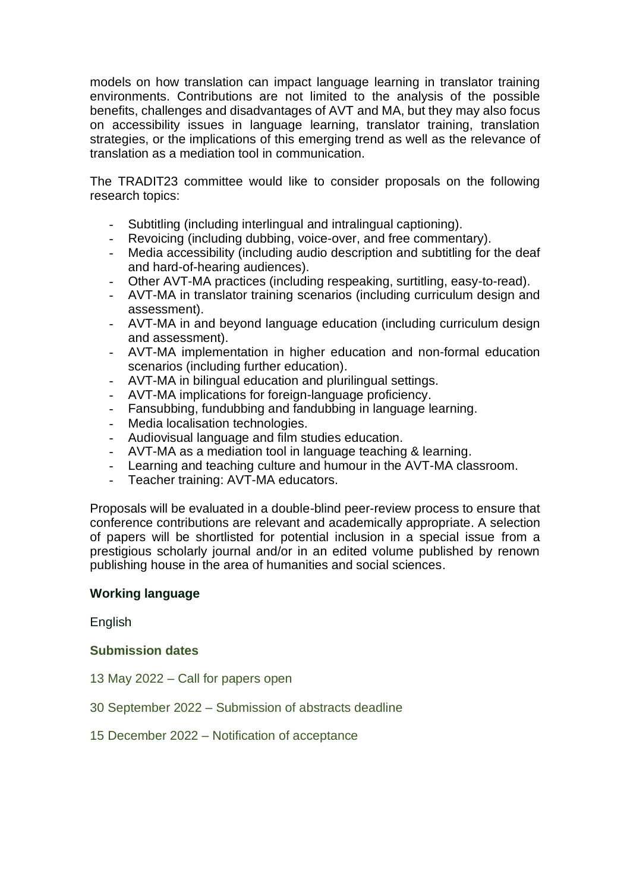models on how translation can impact language learning in translator training environments. Contributions are not limited to the analysis of the possible benefits, challenges and disadvantages of AVT and MA, but they may also focus on accessibility issues in language learning, translator training, translation strategies, or the implications of this emerging trend as well as the relevance of translation as a mediation tool in communication.

The TRADIT23 committee would like to consider proposals on the following research topics:

- Subtitling (including interlingual and intralingual captioning).
- Revoicing (including dubbing, voice-over, and free commentary).
- Media accessibility (including audio description and subtitling for the deaf and hard-of-hearing audiences).
- Other AVT-MA practices (including respeaking, surtitling, easy-to-read).
- AVT-MA in translator training scenarios (including curriculum design and assessment).
- AVT-MA in and beyond language education (including curriculum design and assessment).
- AVT-MA implementation in higher education and non-formal education scenarios (including further education).
- AVT-MA in bilingual education and plurilingual settings.
- AVT-MA implications for foreign-language proficiency.
- Fansubbing, fundubbing and fandubbing in language learning.
- Media localisation technologies.
- Audiovisual language and film studies education.
- AVT-MA as a mediation tool in language teaching & learning.
- Learning and teaching culture and humour in the AVT-MA classroom.
- Teacher training: AVT-MA educators.

Proposals will be evaluated in a double-blind peer-review process to ensure that conference contributions are relevant and academically appropriate. A selection of papers will be shortlisted for potential inclusion in a special issue from a prestigious scholarly journal and/or in an edited volume published by renown publishing house in the area of humanities and social sciences.

**Working language**

English

**Submission dates**

13 May 2022 – Call for papers open

30 September 2022 – Submission of abstracts deadline

15 December 2022 – Notification of acceptance